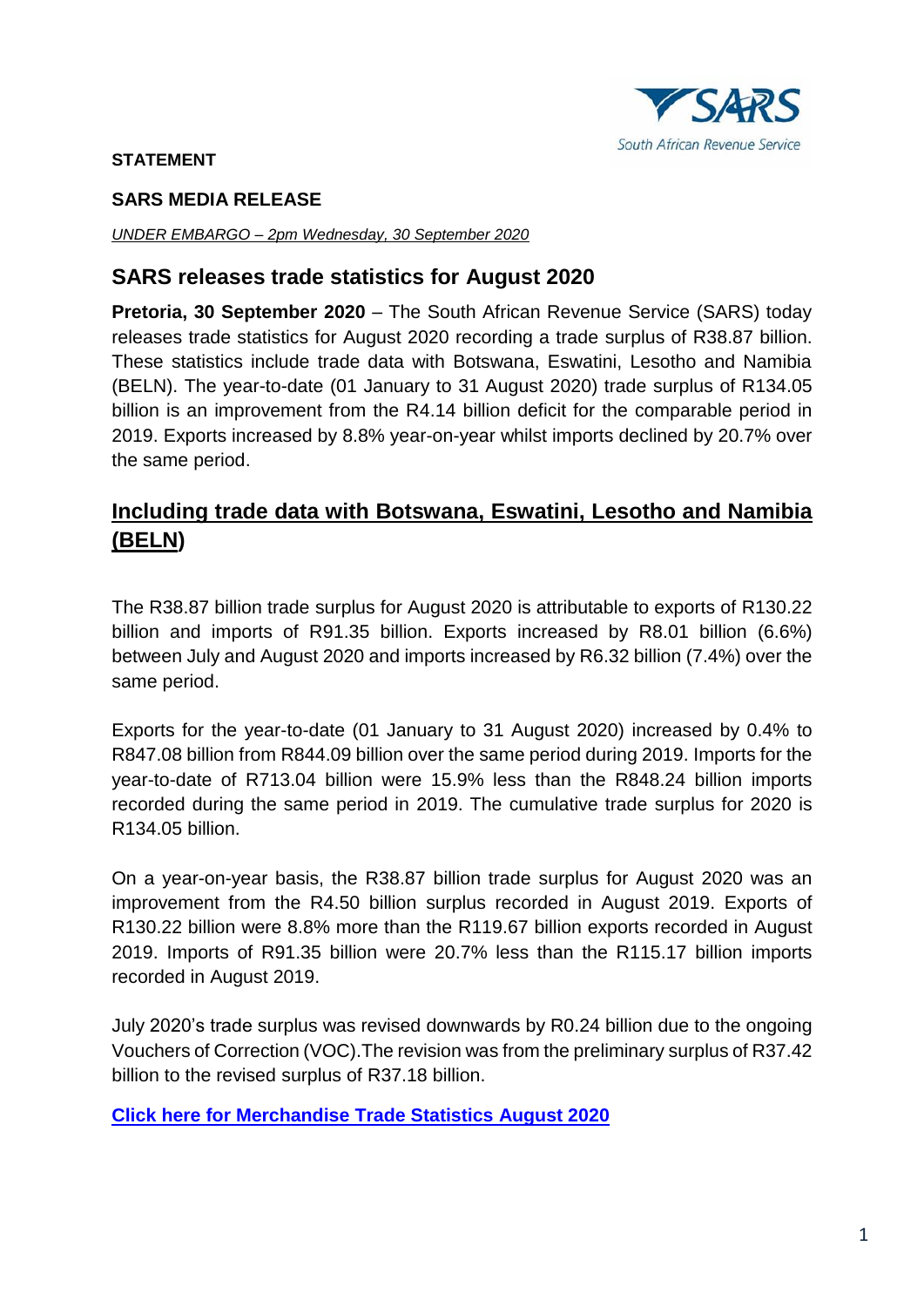**STATEMENT**

**SARS MEDIA RELEASE**

*UNDER EMBARGO – 2pm Wednesday, 30 September 2020*

## SARS releases trade statistics for August 2020

**Pretoria, 30 September 2020** – The South African Revenue Service (SARS) today releases trade statistics for August 2020 recording a trade surplus of R38.87 billion. These statistics include trade data with Botswana, Eswatini, Lesotho and Namibia (BELN). The year-to-date (01 January to 31 August 2020) trade surplus of R134.05 billion is an improvement from the R4.14 billion deficit for the comparable period in 2019. Exports increased by 8.8% year-on-year whilst imports declined by 20.7% over the same period.

## Including trade data with Botswana, Eswatini, Lesotho and Namibia (BELN)

The R38.87 billion trade surplus for August 2020 is attributable to exports of R130.22 billion and imports of R91.35 billion. Exports increased by R8.01 billion (6.6%) between July and August 2020 and imports increased by R6.32 billion (7.4%) over the same period.

Exports for the year-to-date (01 January to 31 August 2020) increased by 0.4% to R847.08 billion from R844.09 billion over the same period during 2019. Imports for the year-to-date of R713.04 billion were 15.9% less than the R848.24 billion imports recorded during the same period in 2019. The cumulative trade surplus for 2020 is R134.05 billion.

On a year-on-year basis, the R38.87 billion trade surplus for August 2020 was an improvement from the R4.50 billion surplus recorded in August 2019. Exports of R130.22 billion were 8.8% more than the R119.67 billion exports recorded in August 2019. Imports of R91.35 billion were 20.7% less than the R115.17 billion imports recorded in August 2019.

July 2020's trade surplus was revised downwards by R0.24 billion due to the ongoing Vouchers of Correction (VOC).The revision was from the preliminary surplus of R37.42 billion to the revised surplus of R37.18 billion.

**Click here for Merchandise Trade Statistics August 2020**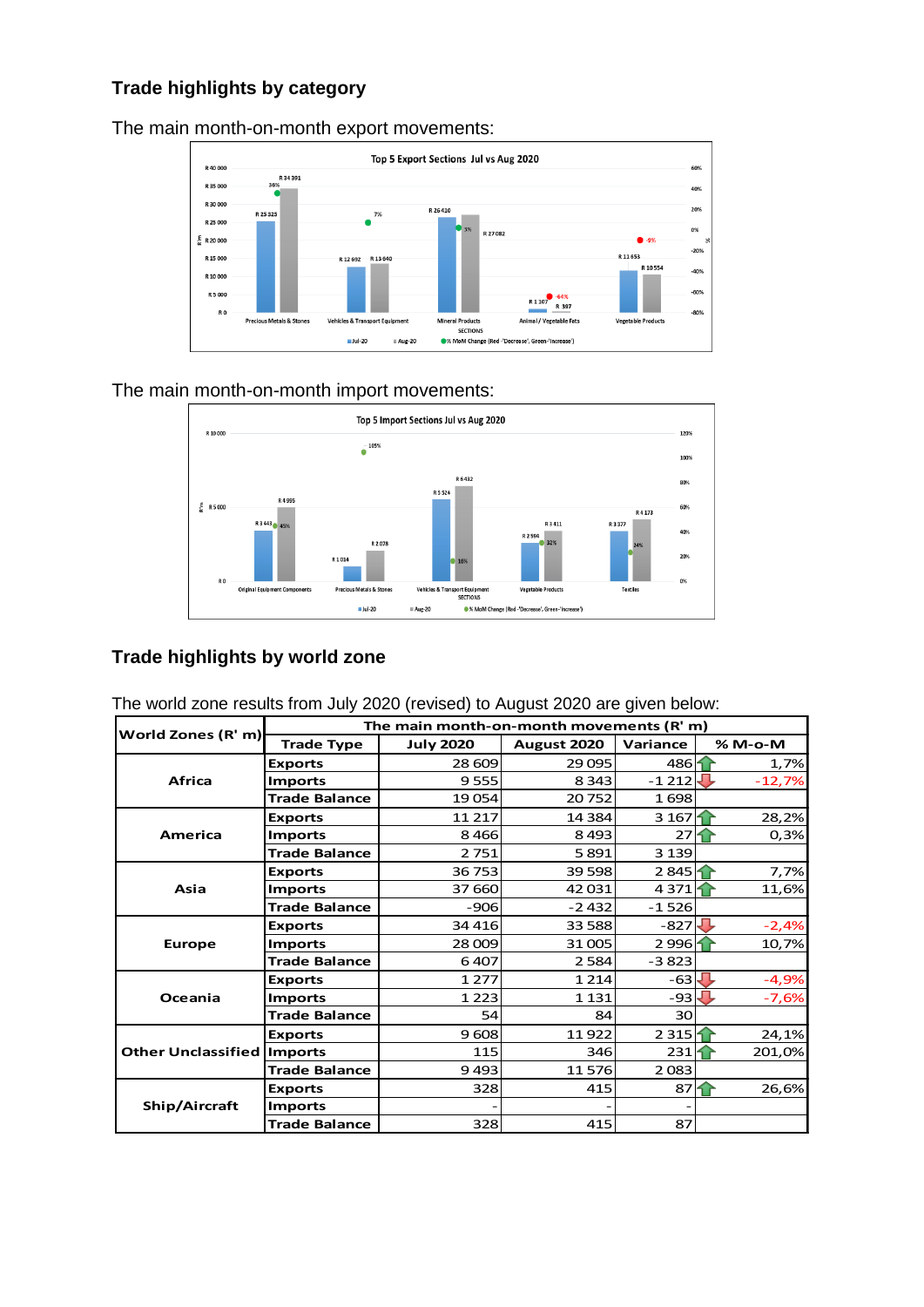## Trade highlights by category

The main month-on-month export movements:

The main month-on-month import movements:

## Trade highlights by world zone

The world zone results from July 2020 (revised) to August 2020 are given below:

| World Zones (R' m) | The main month-on-month movements (R' m) | | | | |
|---|---|---|---|---|---|
| | Trade Type | July 2020 | August 2020 | Variance | % M-o-M |
| Africa | Exports | 28 609 | 29 095 | 486 | 1,7% |
| | Imports | 9 555 | 8 343 | -1 212 | -12,7% |
| | Trade Balance | 19 054 | 20 752 | 1 698 | |
| America | Exports | 11 217 | 14 384 | 3 167 | 28,2% |
| | Imports | 8 466 | 8 493 | 27 | 0,3% |
| | Trade Balance | 2 751 | 5 891 | 3 139 | |
| Asia | Exports | 36 753 | 39 598 | 2 845 | 7,7% |
| | Imports | 37 660 | 42 031 | 4 371 | 11,6% |
| | Trade Balance | -906 | -2 432 | -1 526 | |
| Europe | Exports | 34 416 | 33 588 | -827 | -2,4% |
| | Imports | 28 009 | 31 005 | 2 996 | 10,7% |
| | Trade Balance | 6 407 | 2 584 | -3 823 | |
| Oceania | Exports | 1 277 | 1 214 | -63 | -4,9% |
| | Imports | 1 223 | 1 131 | -93 | -7,6% |
| | Trade Balance | 54 | 84 | 30 | |
| Other Unclassified | Exports | 9 608 | 11 922 | 2 315 | 24,1% |
| | Imports | 115 | 346 | 231 | 201,0% |
| | Trade Balance | 9 493 | 11 576 | 2 083 | |
| Ship/Aircraft | Exports | 328 | 415 | 87 | 26,6% |
| | Imports | - | - | - | |
| | Trade Balance | 328 | 415 | 87 | |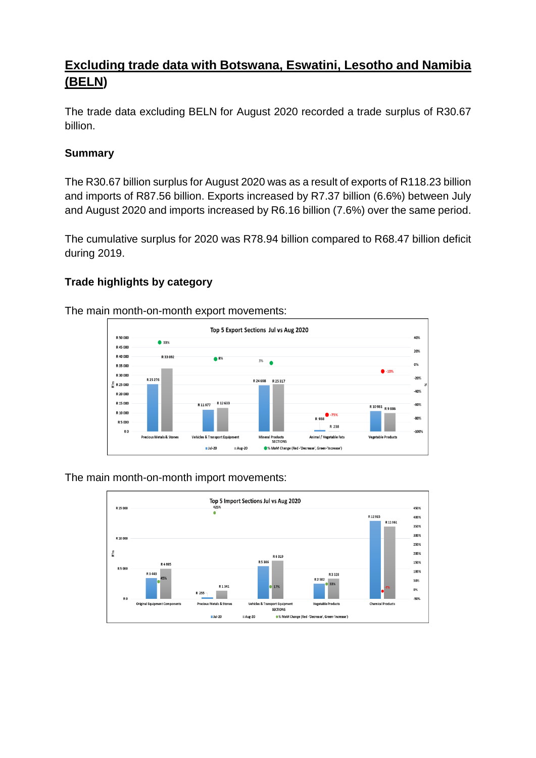## Excluding trade data with Botswana, Eswatini, Lesotho and Namibia (BELN)

The trade data excluding BELN for August 2020 recorded a trade surplus of R30.67 billion.

### Summary

The R30.67 billion surplus for August 2020 was as a result of exports of R118.23 billion and imports of R87.56 billion. Exports increased by R7.37 billion (6.6%) between July and August 2020 and imports increased by R6.16 billion (7.6%) over the same period.

The cumulative surplus for 2020 was R78.94 billion compared to R68.47 billion deficit during 2019.

### Trade highlights by category

The main month-on-month export movements:

**Top 5 Export Sections Jul vs Aug 2020**

| SECTIONS | Jul-20 (R'm) | Aug-20 (R'm) | % MoM Change |
|---|---|---|---|
| Precious Metals & Stones | R 25 276 | R 33 692 | 33% |
| Vehicles & Transport Equipment | R 11 677 | R 12 633 | 8% |
| Mineral Products | R 24 698 | R 25 317 | 3% |
| Animal / Vegetable Fats | R 938 | R 238 | -75% |
| Vegetable Products | R 10 981 | R 9 886 | -10% |

The main month-on-month import movements:

**Top 5 Import Sections Jul vs Aug 2020**

| SECTIONS | Jul-20 (R'm) | Aug-20 (R'm) | % MoM Change |
|---|---|---|---|
| Original Equipment Components | R 3 443 | R 4 995 | 45% |
| Precious Metals & Stones | R 255 | R 1 341 | 425% |
| Vehicles & Transport Equipment | R 5 386 | R 6 319 | 17% |
| Vegetable Products | R 2 502 | R 3 328 | 33% |
| Chemical Products | R 12 915 | R 11 961 | -7% |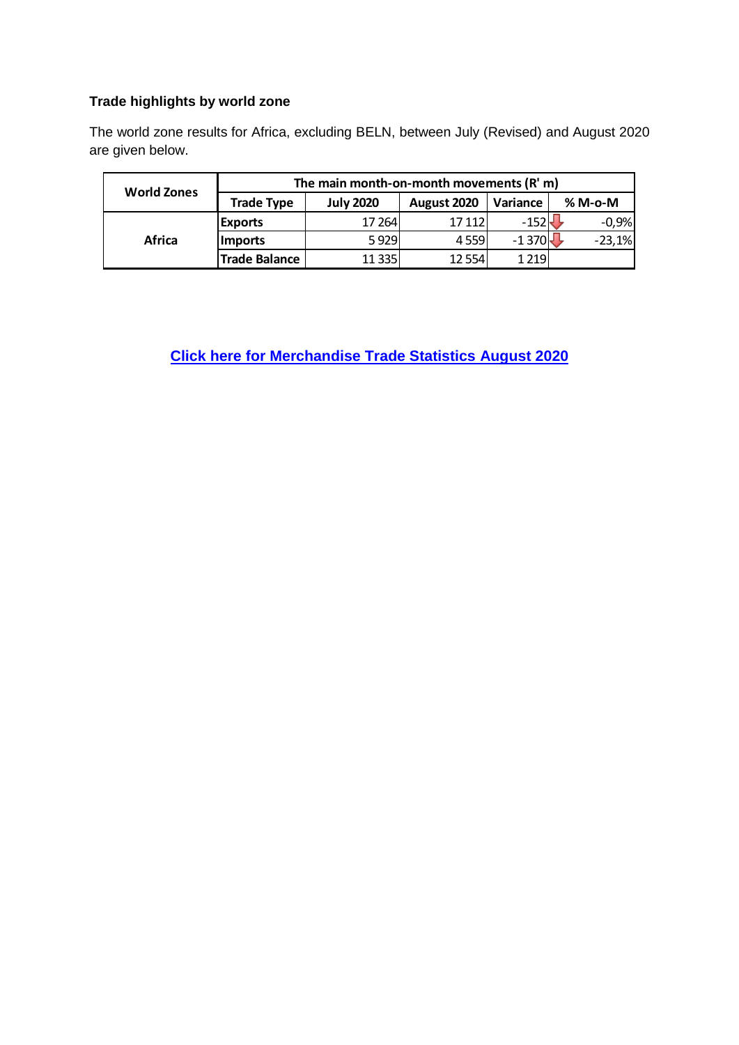### Trade highlights by world zone

The world zone results for Africa, excluding BELN, between July (Revised) and August 2020 are given below.

| World Zones | The main month-on-month movements (R' m) | | | | |
|---|---|---|---|---|---|
| | Trade Type | July 2020 | August 2020 | Variance | % M-o-M |
| Africa | Exports | 17 264 | 17 112 | -152 | -0,9% |
| | Imports | 5 929 | 4 559 | -1 370 | -23,1% |
| | Trade Balance | 11 335 | 12 554 | 1 219 | |

**Click here for Merchandise Trade Statistics August 2020**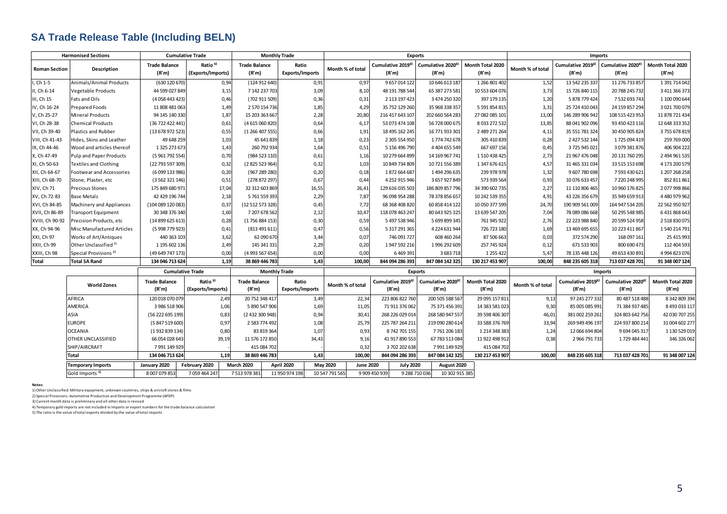## SA Trade Release Table (Including BELN)

| Harmonised Sections | | Cumulative Trade | | Monthly Trade | | Exports | | | | Imports | | | |
|---|---|---|---|---|---|---|---|---|---|---|---|---|---|
| Roman Section | Description | Trade Balance (R'm) | Ratio [5] (Exports/Imports) | Trade Balance (R'm) | Ratio Exports/Imports | Month % of total | Cumulative 2019[3] (R'm) | Cumulative 2020[3] (R'm) | Month Total 2020 (R'm) | Month % of total | Cumulative 2019[3] (R'm) | Cumulative 2020[3] (R'm) | Month Total 2020 (R'm) |
| I, Ch 1-5 | Animals/Animal Products | (630 120 670) | 0,94 | (124 912 640) | 0,91 | 0,97 | 9 657 014 122 | 10 646 613 187 | 1 266 801 402 | 1,52 | 13 542 235 337 | 11 276 733 857 | 1 391 714 042 |
| II, Ch 6-14 | Vegetable Products | 44 599 027 849 | 3,15 | 7 142 237 703 | 3,09 | 8,10 | 48 191 788 544 | 65 387 273 581 | 10 553 604 076 | 3,73 | 15 726 840 115 | 20 788 245 732 | 3 411 366 373 |
| III, Ch 15 | Fats and Oils | (4 058 443 423) | 0,46 | (702 911 509) | 0,36 | 0,31 | 2 113 197 423 | 3 474 250 320 | 397 179 135 | 1,20 | 5 878 779 424 | 7 532 693 743 | 1 100 090 644 |
| IV, Ch 16-24 | Prepared Foods | 11 808 481 063 | 1,49 | 2 570 154 736 | 1,85 | 4,29 | 35 752 129 260 | 35 968 338 357 | 5 591 854 815 | 3,31 | 25 724 410 043 | 24 159 857 294 | 3 021 700 079 |
| V, Ch 25-27 | Mineral Products | 94 145 140 330 | 1,87 | 15 203 363 667 | 2,28 | 20,80 | 216 417 643 107 | 202 660 564 283 | 27 082 085 101 | 13,00 | 146 289 906 942 | 108 515 423 953 | 11 878 721 434 |
| VI, Ch 28-38 | Chemical Products | (36 722 422 441) | 0,61 | (4 615 060 820) | 0,64 | 6,17 | 53 073 474 108 | 56 728 000 675 | 8 033 272 532 | 13,85 | 88 041 902 096 | 93 450 423 116 | 12 648 333 352 |
| VII, Ch 39-40 | Plastics and Rubber | (13 678 972 523) | 0,55 | (1 266 407 555) | 0,66 | 1,91 | 18 495 162 245 | 16 771 933 301 | 2 489 271 264 | 4,11 | 35 551 781 324 | 30 450 905 824 | 3 755 678 819 |
| VIII, Ch 41-43 | Hides, Skins and Leather | 49 648 259 | 1,03 | 45 641 839 | 1,18 | 0,23 | 2 305 554 950 | 1 774 742 678 | 305 410 839 | 0,28 | 2 427 532 144 | 1 725 094 419 | 259 769 000 |
| IX, Ch 44-46 | Wood and articles thereof | 1 325 273 673 | 1,43 | 260 792 934 | 1,64 | 0,51 | 5 156 496 790 | 4 404 655 549 | 667 697 156 | 0,45 | 3 725 945 021 | 3 079 381 876 | 406 904 222 |
| X, Ch 47-49 | Pulp and Paper Products | (5 961 792 554) | 0,70 | (984 523 110) | 0,61 | 1,16 | 10 279 664 899 | 14 169 967 741 | 1 510 438 425 | 2,73 | 21 967 476 048 | 20 131 760 295 | 2 494 961 535 |
| XI, Ch 50-63 | Textiles and Clothing | (22 793 597 309) | 0,32 | (2 825 523 964) | 0,32 | 1,03 | 10 849 734 809 | 10 721 556 389 | 1 347 676 615 | 4,57 | 31 465 331 034 | 33 515 153 698 | 4 173 200 579 |
| XII, Ch 64-67 | Footwear and Accessories | (6 099 133 986) | 0,20 | (967 289 280) | 0,20 | 0,18 | 1 872 664 687 | 1 494 296 635 | 239 978 978 | 1,32 | 9 607 780 698 | 7 593 430 621 | 1 207 268 258 |
| XIII, Ch 68-70 | Stone, Plaster, etc | (3 562 321 146) | 0,51 | (278 872 297) | 0,67 | 0,44 | 4 252 915 946 | 3 657 927 849 | 573 939 564 | 0,93 | 10 076 633 457 | 7 220 248 995 | 852 811 861 |
| XIV, Ch 71 | Precious Stones | 175 849 680 971 | 17,04 | 32 312 603 869 | 16,55 | 26,41 | 129 616 035 503 | 186 809 857 796 | 34 390 602 735 | 2,27 | 11 110 806 465 | 10 960 176 825 | 2 077 998 866 |
| XV, Ch 72-83 | Base Metals | 42 429 196 744 | 2,18 | 5 761 559 393 | 2,29 | 7,87 | 96 098 954 288 | 78 378 856 657 | 10 242 539 355 | 4,91 | 43 226 356 679 | 35 949 659 913 | 4 480 979 962 |
| XVI, Ch 84-85 | Machinery and Appliances | (104 089 120 083) | 0,37 | (12 512 573 328) | 0,45 | 7,72 | 68 368 408 820 | 60 858 414 122 | 10 050 377 599 | 24,70 | 190 909 561 009 | 164 947 534 205 | 22 562 950 927 |
| XVII, Ch 86-89 | Transport Equipment | 30 348 376 340 | 1,60 | 7 207 678 562 | 2,12 | 10,47 | 118 078 463 247 | 80 643 925 325 | 13 639 547 205 | 7,04 | 78 089 086 668 | 50 295 548 985 | 6 431 868 643 |
| XVIII, Ch 90-92 | Precision Products, etc | (14 899 625 613) | 0,28 | (1 756 884 153) | 0,30 | 0,59 | 5 497 538 946 | 5 699 899 345 | 761 945 922 | 2,76 | 22 223 988 840 | 20 599 524 958 | 2 518 830 075 |
| XX, Ch 94-96 | Misc Manufactured Articles | (5 998 779 923) | 0,41 | (813 491 611) | 0,47 | 0,56 | 5 317 291 365 | 4 224 631 944 | 726 723 180 | 1,69 | 13 469 695 655 | 10 223 411 867 | 1 540 214 791 |
| XXI, Ch 97 | Works of Art/Antiques | 440 363 103 | 3,62 | 62 090 670 | 3,44 | 0,07 | 746 091 727 | 608 460 264 | 87 506 663 | 0,03 | 372 574 290 | 168 097 161 | 25 415 993 |
| XXII, Ch 99 | Other Unclassified [1] | 1 195 602 136 | 2,49 | 145 341 331 | 2,29 | 0,20 | 1 947 592 216 | 1 996 292 609 | 257 745 924 | 0,12 | 671 533 903 | 800 690 473 | 112 404 593 |
| XXIII, Ch 98 | Special Provisions [2] | (49 649 747 173) | 0,00 | (4 993 567 654) | 0,00 | 0,00 | 6 469 391 | 3 683 718 | 1 255 422 | 5,47 | 78 135 448 126 | 49 653 430 891 | 4 994 823 076 |
| **Total** | **Total SA Rand** | **134 046 713 624** | **1,19** | **38 869 446 783** | **1,43** | **100,00** | **844 094 286 393** | **847 084 142 325** | **130 217 453 907** | **100,00** | **848 235 605 318** | **713 037 428 701** | **91 348 007 124** |

| | Cumulative Trade | | Monthly Trade | | Exports | | | | Imports | | | |
|---|---|---|---|---|---|---|---|---|---|---|---|---|
| World Zones | Trade Balance (R'm) | Ratio [5] (Exports/Imports) | Trade Balance (R'm) | Ratio Exports/Imports | Month % of total | Cumulative 2019[3] (R'm) | Cumulative 2020[3] (R'm) | Month Total 2020 (R'm) | Month % of total | Cumulative 2019[3] (R'm) | Cumulative 2020[3] (R'm) | Month Total 2020 (R'm) |
| AFRICA | 120 018 070 079 | 2,49 | 20 752 348 417 | 3,49 | 22,34 | 223 806 822 760 | 200 505 588 567 | 29 095 157 811 | 9,13 | 97 245 277 332 | 80 487 518 488 | 8 342 809 394 |
| AMERICA | 3 986 518 906 | 1,06 | 5 890 547 906 | 1,69 | 11,05 | 71 911 376 062 | 75 371 456 391 | 14 383 581 023 | 9,30 | 85 005 085 991 | 71 384 937 485 | 8 493 033 117 |
| ASIA | (56 222 695 199) | 0,83 | (2 432 300 948) | 0,94 | 30,41 | 268 226 029 014 | 268 580 947 557 | 39 598 406 307 | 46,01 | 381 002 259 261 | 324 803 642 756 | 42 030 707 255 |
| EUROPE | (5 847 519 600) | 0,97 | 2 583 774 492 | 1,08 | 25,79 | 225 787 264 211 | 219 090 280 614 | 33 588 376 769 | 33,94 | 269 949 496 197 | 224 937 800 214 | 31 004 602 277 |
| OCEANIA | (1 932 839 134) | 0,80 | 83 819 364 | 1,07 | 0,93 | 8 742 701 155 | 7 761 206 183 | 1 214 348 383 | 1,24 | 12 066 694 804 | 9 694 045 317 | 1 130 529 019 |
| OTHER UNCLASSIFIED | 66 054 028 643 | 39,19 | 11 576 172 850 | 34,43 | 9,16 | 41 917 890 553 | 67 783 513 084 | 11 922 498 912 | 0,38 | 2 966 791 733 | 1 729 484 441 | 346 326 062 |
| SHIP/AIRCRAFT | 7 991 149 929 | - | 415 084 702 | - | 0,32 | 3 702 202 638 | 7 991 149 929 | 415 084 702 | | | | |
| **Total** | **134 046 713 624** | **1,19** | **38 869 446 783** | **1,43** | **100,00** | **844 094 286 393** | **847 084 142 325** | **130 217 453 907** | **100,00** | **848 235 605 318** | **713 037 428 701** | **91 348 007 124** |

| Temporary Imports | January 2020 | February 2020 | March 2020 | April 2020 | May 2020 | June 2020 | July 2020 | August 2020 |
|---|---|---|---|---|---|---|---|---|
| Gold Imports [4] | 8 007 079 853 | 7 059 464 247 | 7 513 978 381 | 11 950 974 198 | 10 547 791 565 | 9 909 450 939 | 9 288 710 036 | 10 302 915 385 |

**Notes:**

1) Other Unclassified: Military equipment, unknown countries, ships & aircraft stores & films
2) Special Provisions: Automotive Production and Development Programme (APDP)
3) Current month data is preliminary and all other data is revised
4) Temporary gold imports are not included in imports or export numbers for the trade balance calculation
5) The ratio is the value of total exports divided by the value of total imports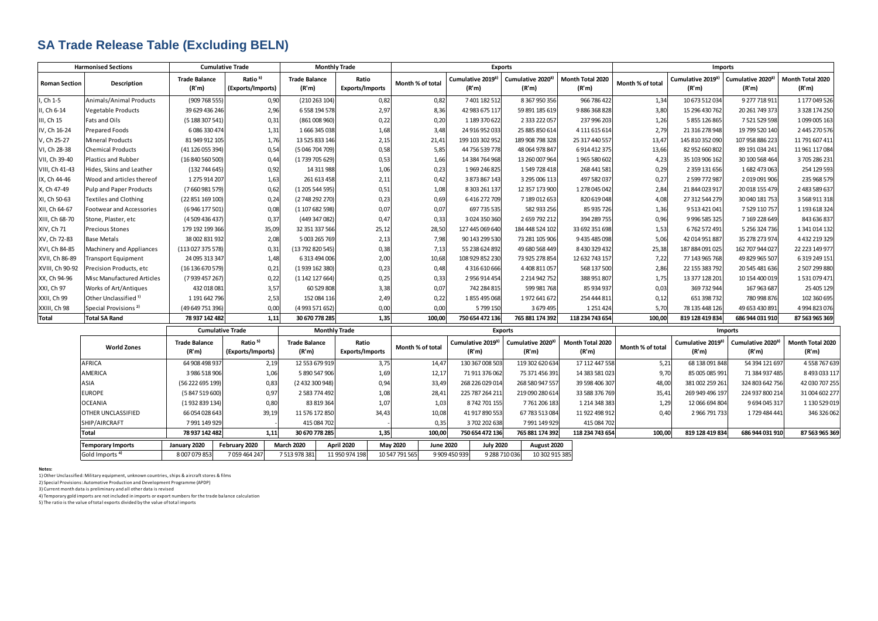# SA Trade Release Table (Excluding BELN)

| Harmonised Sections | | Cumulative Trade | | Monthly Trade | | Exports | | | | Imports | | | |
|---|---|---|---|---|---|---|---|---|---|---|---|---|---|
| Roman Section | Description | Trade Balance (R'm) | Ratio [5] (Exports/Imports) | Trade Balance (R'm) | Ratio Exports/Imports | Month % of total | Cumulative 2019[3] (R'm) | Cumulative 2020[3] (R'm) | Month Total 2020 (R'm) | Month % of total | Cumulative 2019[3] (R'm) | Cumulative 2020[3] (R'm) | Month Total 2020 (R'm) |
| I, Ch 1-5 | Animals/Animal Products | (909 768 555) | 0,90 | (210 263 104) | 0,82 | 0,82 | 7 401 182 512 | 8 367 950 356 | 966 786 422 | 1,34 | 10 673 512 034 | 9 277 718 911 | 1 177 049 526 |
| II, Ch 6-14 | Vegetable Products | 39 629 436 246 | 2,96 | 6 558 194 578 | 2,97 | 8,36 | 42 983 675 117 | 59 891 185 619 | 9 886 368 828 | 3,80 | 15 296 430 762 | 20 261 749 373 | 3 328 174 250 |
| III, Ch 15 | Fats and Oils | (5 188 307 541) | 0,31 | (861 008 960) | 0,22 | 0,20 | 1 189 370 622 | 2 333 222 057 | 237 996 203 | 1,26 | 5 855 126 865 | 7 521 529 598 | 1 099 005 163 |
| IV, Ch 16-24 | Prepared Foods | 6 086 330 474 | 1,31 | 1 666 345 038 | 1,68 | 3,48 | 24 916 952 033 | 25 885 850 614 | 4 111 615 614 | 2,79 | 21 316 278 948 | 19 799 520 140 | 2 445 270 576 |
| V, Ch 25-27 | Mineral Products | 81 949 912 105 | 1,76 | 13 525 833 146 | 2,15 | 21,41 | 199 103 302 952 | 189 908 798 328 | 25 317 440 557 | 13,47 | 145 810 352 090 | 107 958 886 223 | 11 791 607 411 |
| VI, Ch 28-38 | Chemical Products | (41 126 055 394) | 0,54 | (5 046 704 709) | 0,58 | 5,85 | 44 756 539 778 | 48 064 978 847 | 6 914 412 375 | 13,66 | 82 952 660 802 | 89 191 034 241 | 11 961 117 084 |
| VII, Ch 39-40 | Plastics and Rubber | (16 840 560 500) | 0,44 | (1 739 705 629) | 0,53 | 1,66 | 14 384 764 968 | 13 260 007 964 | 1 965 580 602 | 4,23 | 35 103 906 162 | 30 100 568 464 | 3 705 286 231 |
| VIII, Ch 41-43 | Hides, Skins and Leather | (132 744 645) | 0,92 | 14 311 988 | 1,06 | 0,23 | 1 969 246 825 | 1 549 728 418 | 268 441 581 | 0,29 | 2 359 131 656 | 1 682 473 063 | 254 129 593 |
| IX, Ch 44-46 | Wood and articles thereof | 1 275 914 207 | 1,63 | 261 613 458 | 2,11 | 0,42 | 3 873 867 143 | 3 295 006 113 | 497 582 037 | 0,27 | 2 599 772 987 | 2 019 091 906 | 235 968 579 |
| X, Ch 47-49 | Pulp and Paper Products | (7 660 981 579) | 0,62 | (1 205 544 595) | 0,51 | 1,08 | 8 303 261 137 | 12 357 173 900 | 1 278 045 042 | 2,84 | 21 844 023 917 | 20 018 155 479 | 2 483 589 637 |
| XI, Ch 50-63 | Textiles and Clothing | (22 851 169 100) | 0,24 | (2 748 292 270) | 0,23 | 0,69 | 6 416 272 709 | 7 189 012 653 | 820 619 048 | 4,08 | 27 312 544 279 | 30 040 181 753 | 3 568 911 318 |
| XII, Ch 64-67 | Footwear and Accessories | (6 946 177 501) | 0,08 | (1 107 682 598) | 0,07 | 0,07 | 697 735 535 | 582 933 256 | 85 935 726 | 1,36 | 9 513 421 041 | 7 529 110 757 | 1 193 618 324 |
| XIII, Ch 68-70 | Stone, Plaster, etc | (4 509 436 437) | 0,37 | (449 347 082) | 0,47 | 0,33 | 3 024 350 360 | 2 659 792 212 | 394 289 755 | 0,96 | 9 996 585 325 | 7 169 228 649 | 843 636 837 |
| XIV, Ch 71 | Precious Stones | 179 192 199 366 | 35,09 | 32 351 337 566 | 25,12 | 28,50 | 127 445 069 640 | 184 448 524 102 | 33 692 351 698 | 1,53 | 6 762 572 491 | 5 256 324 736 | 1 341 014 132 |
| XV, Ch 72-83 | Base Metals | 38 002 831 932 | 2,08 | 5 003 265 769 | 2,13 | 7,98 | 90 143 299 530 | 73 281 105 906 | 9 435 485 098 | 5,06 | 42 014 951 887 | 35 278 273 974 | 4 432 219 329 |
| XVI, Ch 84-85 | Machinery and Appliances | (113 027 375 578) | 0,31 | (13 792 820 545) | 0,38 | 7,13 | 55 238 624 892 | 49 680 568 449 | 8 430 329 432 | 25,38 | 187 884 091 025 | 162 707 944 027 | 22 223 149 977 |
| XVII, Ch 86-89 | Transport Equipment | 24 095 313 347 | 1,48 | 6 313 494 006 | 2,00 | 10,68 | 108 929 852 230 | 73 925 278 854 | 12 632 743 157 | 7,22 | 77 143 965 768 | 49 829 965 507 | 6 319 249 151 |
| XVIII, Ch 90-92 | Precision Products, etc | (16 136 670 579) | 0,21 | (1 939 162 380) | 0,23 | 0,48 | 4 316 610 666 | 4 408 811 057 | 568 137 500 | 2,86 | 22 155 383 792 | 20 545 481 636 | 2 507 299 880 |
| XX, Ch 94-96 | Misc Manufactured Articles | (7 939 457 267) | 0,22 | (1 142 127 664) | 0,25 | 0,33 | 2 956 914 454 | 2 214 942 752 | 388 951 807 | 1,75 | 13 377 128 201 | 10 154 400 019 | 1 531 079 471 |
| XXI, Ch 97 | Works of Art/Antiques | 432 018 081 | 3,57 | 60 529 808 | 3,38 | 0,07 | 742 284 815 | 599 981 768 | 85 934 937 | 0,03 | 369 732 944 | 167 963 687 | 25 405 129 |
| XXII, Ch 99 | Other Unclassified [1] | 1 191 642 796 | 2,53 | 152 084 116 | 2,49 | 0,22 | 1 855 495 068 | 1 972 641 672 | 254 444 811 | 0,12 | 651 398 732 | 780 998 876 | 102 360 695 |
| XXIII, Ch 98 | Special Provisions [2] | (49 649 751 396) | 0,00 | (4 993 571 652) | 0,00 | 0,00 | 5 799 150 | 3 679 495 | 1 251 424 | 5,70 | 78 135 448 126 | 49 653 430 891 | 4 994 823 076 |
| **Total** | **Total SA Rand** | **78 937 142 482** | **1,11** | **30 670 778 285** | **1,35** | **100,00** | **750 654 472 136** | **765 881 174 392** | **118 234 743 654** | **100,00** | **819 128 419 834** | **686 944 031 910** | **87 563 965 369** |

| World Zones | Cumulative Trade | | Monthly Trade | | Exports | | | | Imports | | | |
|---|---|---|---|---|---|---|---|---|---|---|---|---|
| | Trade Balance (R'm) | Ratio [5] (Exports/Imports) | Trade Balance (R'm) | Ratio Exports/Imports | Month % of total | Cumulative 2019[3] (R'm) | Cumulative 2020[3] (R'm) | Month Total 2020 (R'm) | Month % of total | Cumulative 2019[3] (R'm) | Cumulative 2020[3] (R'm) | Month Total 2020 (R'm) |
| AFRICA | 64 908 498 937 | 2,19 | 12 553 679 919 | 3,75 | 14,47 | 130 367 008 503 | 119 302 620 634 | 17 112 447 558 | 5,21 | 68 138 091 848 | 54 394 121 697 | 4 558 767 639 |
| AMERICA | 3 986 518 906 | 1,06 | 5 890 547 906 | 1,69 | 12,17 | 71 911 376 062 | 75 371 456 391 | 14 383 581 023 | 9,70 | 85 005 085 991 | 71 384 937 485 | 8 493 033 117 |
| ASIA | (56 222 695 199) | 0,83 | (2 432 300 948) | 0,94 | 33,49 | 268 226 029 014 | 268 580 947 557 | 39 598 406 307 | 48,00 | 381 002 259 261 | 324 803 642 756 | 42 030 707 255 |
| EUROPE | (5 847 519 600) | 0,97 | 2 583 774 492 | 1,08 | 28,41 | 225 787 264 211 | 219 090 280 614 | 33 588 376 769 | 35,41 | 269 949 496 197 | 224 937 800 214 | 31 004 602 277 |
| OCEANIA | (1 932 839 134) | 0,80 | 83 819 364 | 1,07 | 1,03 | 8 742 701 155 | 7 761 206 183 | 1 214 348 383 | 1,29 | 12 066 694 804 | 9 694 045 317 | 1 130 529 019 |
| OTHER UNCLASSIFIED | 66 054 028 643 | 39,19 | 11 576 172 850 | 34,43 | 10,08 | 41 917 890 553 | 67 783 513 084 | 11 922 498 912 | 0,40 | 2 966 791 733 | 1 729 484 441 | 346 326 062 |
| SHIP/AIRCRAFT | 7 991 149 929 | - | 415 084 702 | - | 0,35 | 3 702 202 638 | 7 991 149 929 | 415 084 702 | | | | |
| **Total** | **78 937 142 482** | **1,11** | **30 670 778 285** | **1,35** | **100,00** | **750 654 472 136** | **765 881 174 392** | **118 234 743 654** | **100,00** | **819 128 419 834** | **686 944 031 910** | **87 563 965 369** |

| Temporary Imports | January 2020 | February 2020 | March 2020 | April 2020 | May 2020 | June 2020 | July 2020 | August 2020 |
|---|---|---|---|---|---|---|---|---|
| Gold Imports [4] | 8 007 079 853 | 7 059 464 247 | 7 513 978 381 | 11 950 974 198 | 10 547 791 565 | 9 909 450 939 | 9 288 710 036 | 10 302 915 385 |

**Notes:**

1) Other Unclassified: Military equipment, unknown countries, ships & aircraft stores & films

2) Special Provisions: Automotive Production and Development Programme (APDP)

3) Current month data is preliminary and all other data is revised

4) Temporary gold imports are not included in imports or export numbers for the trade balance calculation

5) The ratio is the value of total exports divided by the value of total imports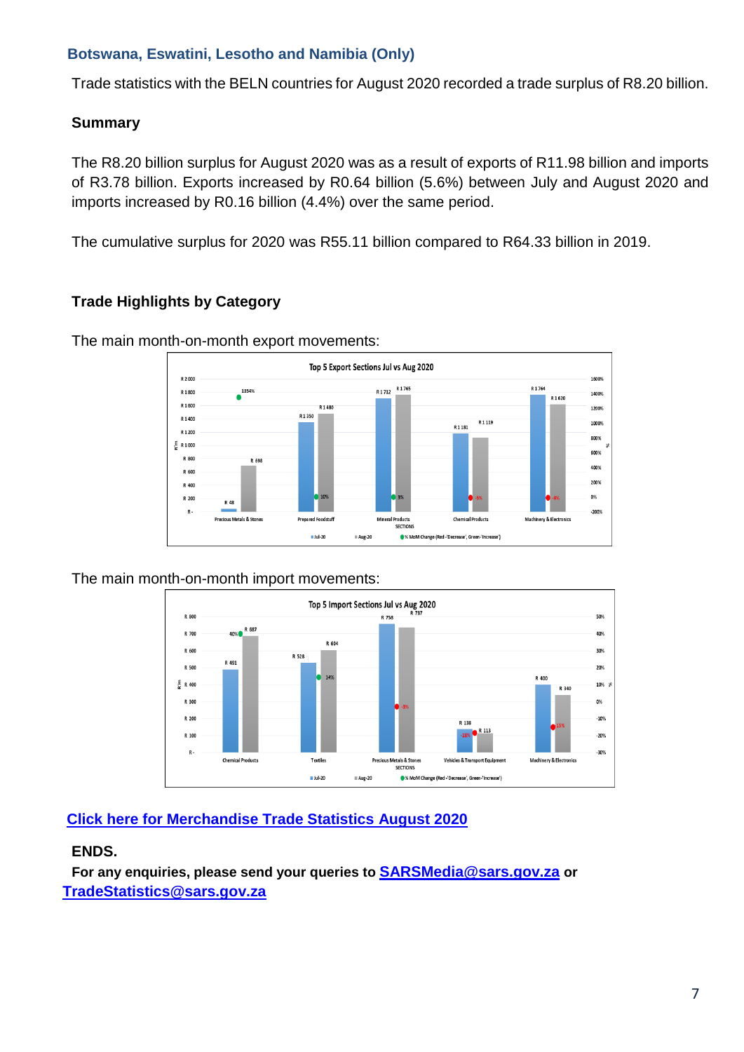### Botswana, Eswatini, Lesotho and Namibia (Only)

Trade statistics with the BELN countries for August 2020 recorded a trade surplus of R8.20 billion.

**Summary**

The R8.20 billion surplus for August 2020 was as a result of exports of R11.98 billion and imports of R3.78 billion. Exports increased by R0.64 billion (5.6%) between July and August 2020 and imports increased by R0.16 billion (4.4%) over the same period.

The cumulative surplus for 2020 was R55.11 billion compared to R64.33 billion in 2019.

**Trade Highlights by Category**

The main month-on-month export movements:

Top 5 Export Sections Jul vs Aug 2020

R'm

%

Precious Metals & Stones: R 48, R 698, 1354%

Prepared Foodstuff: R 1 350, R 1 480, 10%

Mineral Products: R 1 712, R 1 765, 3%

Chemical Products: R 1 181, R 1 119, -5%

Machinery & Electronics: R 1 764, R 1 620, -8%

SECTIONS

Jul-20 | Aug-20 | % MoM Change (Red-'Decrease', Green-'Increase')

The main month-on-month import movements:

Top 5 Import Sections Jul vs Aug 2020

R'm

%

Chemical Products: R 491, R 687, 40%

Textiles: R 528, R 604, 14%

Precious Metals & Stones: R 758, R 737, -3%

Vehicles & Transport Equipment: R 138, R 113, -18%

Machinery & Electronics: R 400, R 340, -15%

SECTIONS

Jul-20 | Aug-20 | % MoM Change (Red-'Decrease', Green-'Increase')

[Click here for Merchandise Trade Statistics August 2020]()

**ENDS.**

**For any enquiries, please send your queries to [SARSMedia@sars.gov.za](mailto:SARSMedia@sars.gov.za) or [TradeStatistics@sars.gov.za](mailto:TradeStatistics@sars.gov.za)**